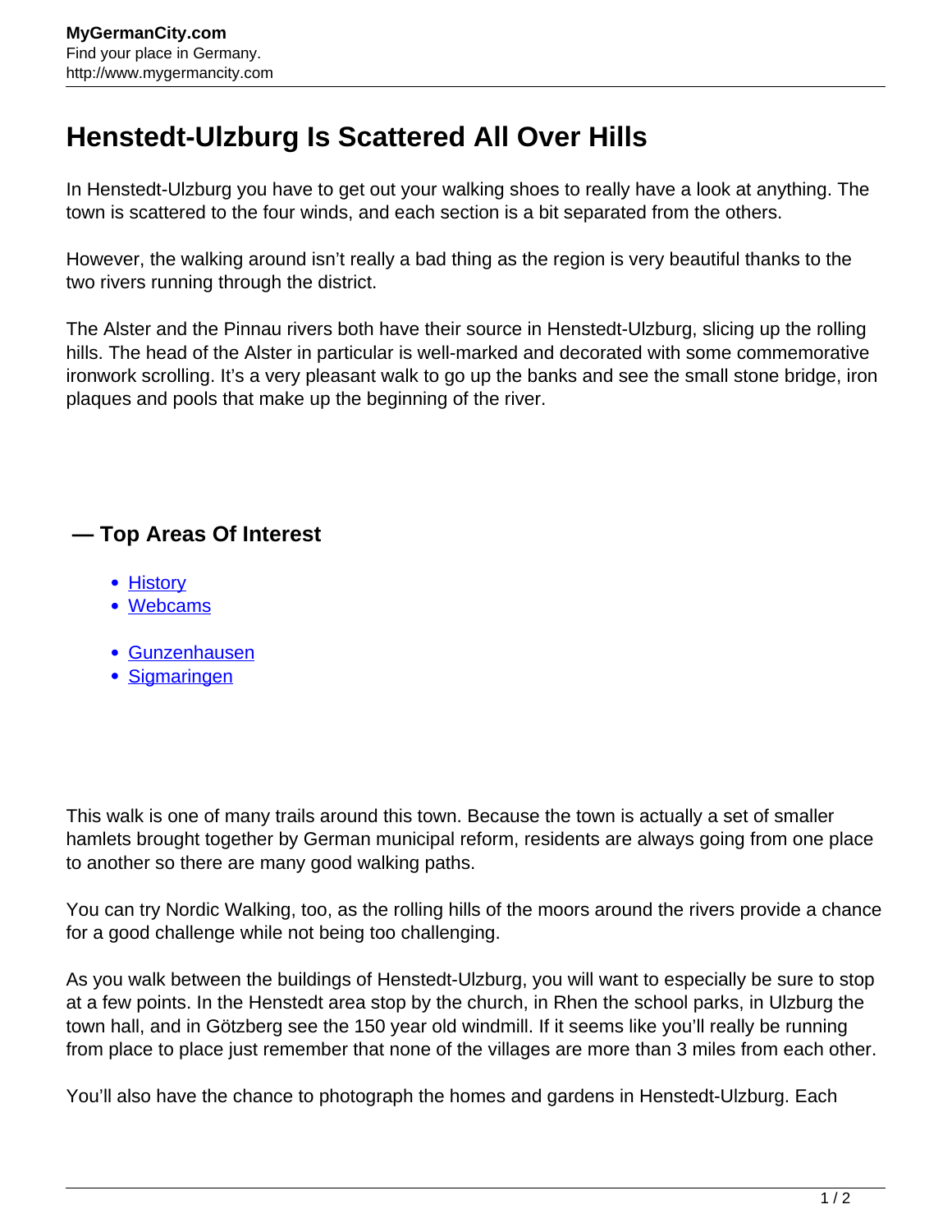# Henstedt-Ulzburg Is Scattered All Over Hills

In Henstedt-Ulzburg you have to get out your walking shoes to really have a look at anything. The town is scattered to the four winds, and each section is a bit separated from the others.

However, the walking around isn't really a bad thing as the region is very beautiful thanks to the two rivers running through the district.

The Alster and the Pinnau rivers both have their source in Henstedt-Ulzburg, slicing up the rolling hills. The head of the Alster in particular is well-marked and decorated with some commemorative ironwork scrolling. It's a very pleasant walk to go up the banks and see the small stone bridge, iron plaques and pools that make up the beginning of the river.

## — Top Areas Of Interest

- History
- Webcams

- Gunzenhausen
- Sigmaringen

This walk is one of many trails around this town. Because the town is actually a set of smaller hamlets brought together by German municipal reform, residents are always going from one place to another so there are many good walking paths.

You can try Nordic Walking, too, as the rolling hills of the moors around the rivers provide a chance for a good challenge while not being too challenging.

As you walk between the buildings of Henstedt-Ulzburg, you will want to especially be sure to stop at a few points. In the Henstedt area stop by the church, in Rhen the school parks, in Ulzburg the town hall, and in Götzberg see the 150 year old windmill. If it seems like you'll really be running from place to place just remember that none of the villages are more than 3 miles from each other.

You'll also have the chance to photograph the homes and gardens in Henstedt-Ulzburg. Each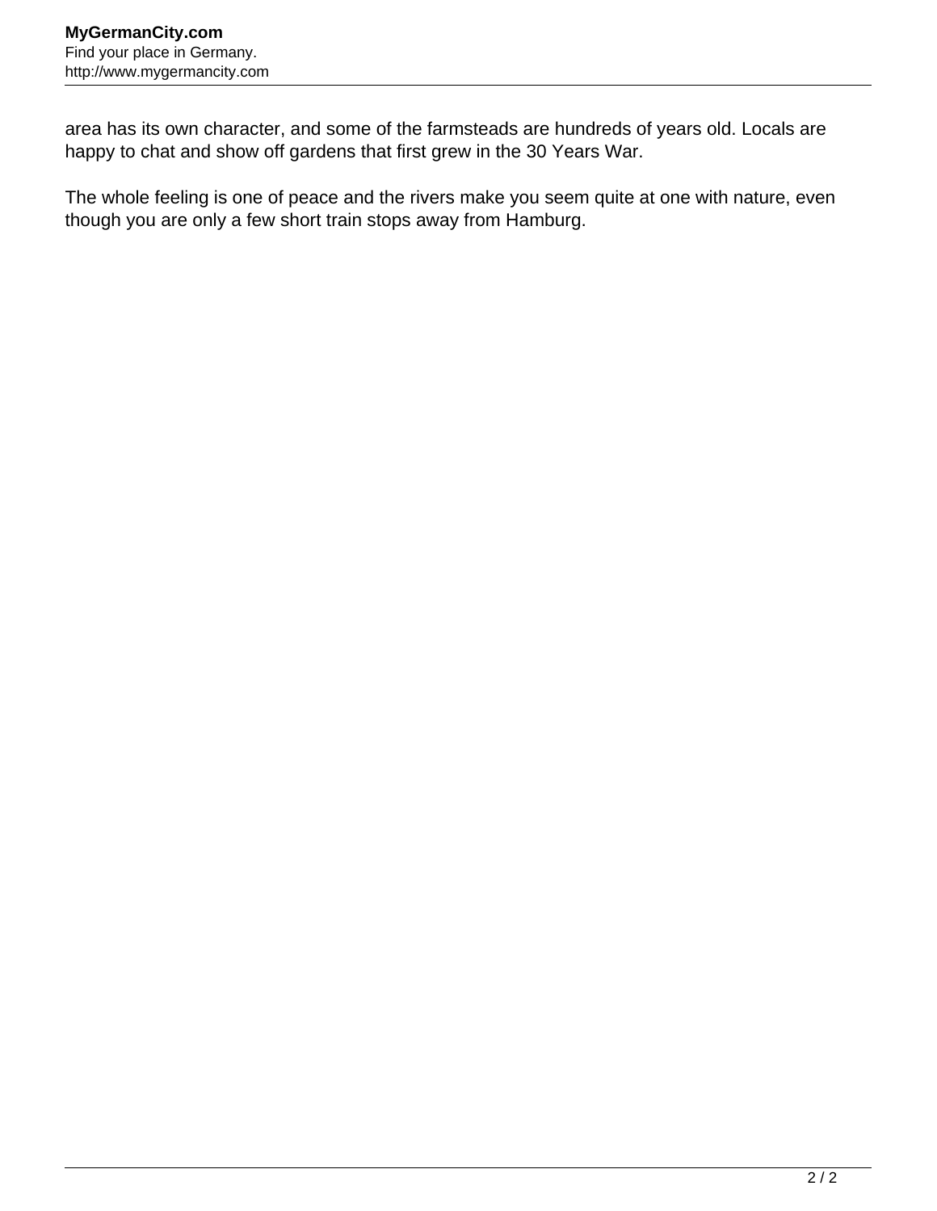area has its own character, and some of the farmsteads are hundreds of years old. Locals are happy to chat and show off gardens that first grew in the 30 Years War.

The whole feeling is one of peace and the rivers make you seem quite at one with nature, even though you are only a few short train stops away from Hamburg.